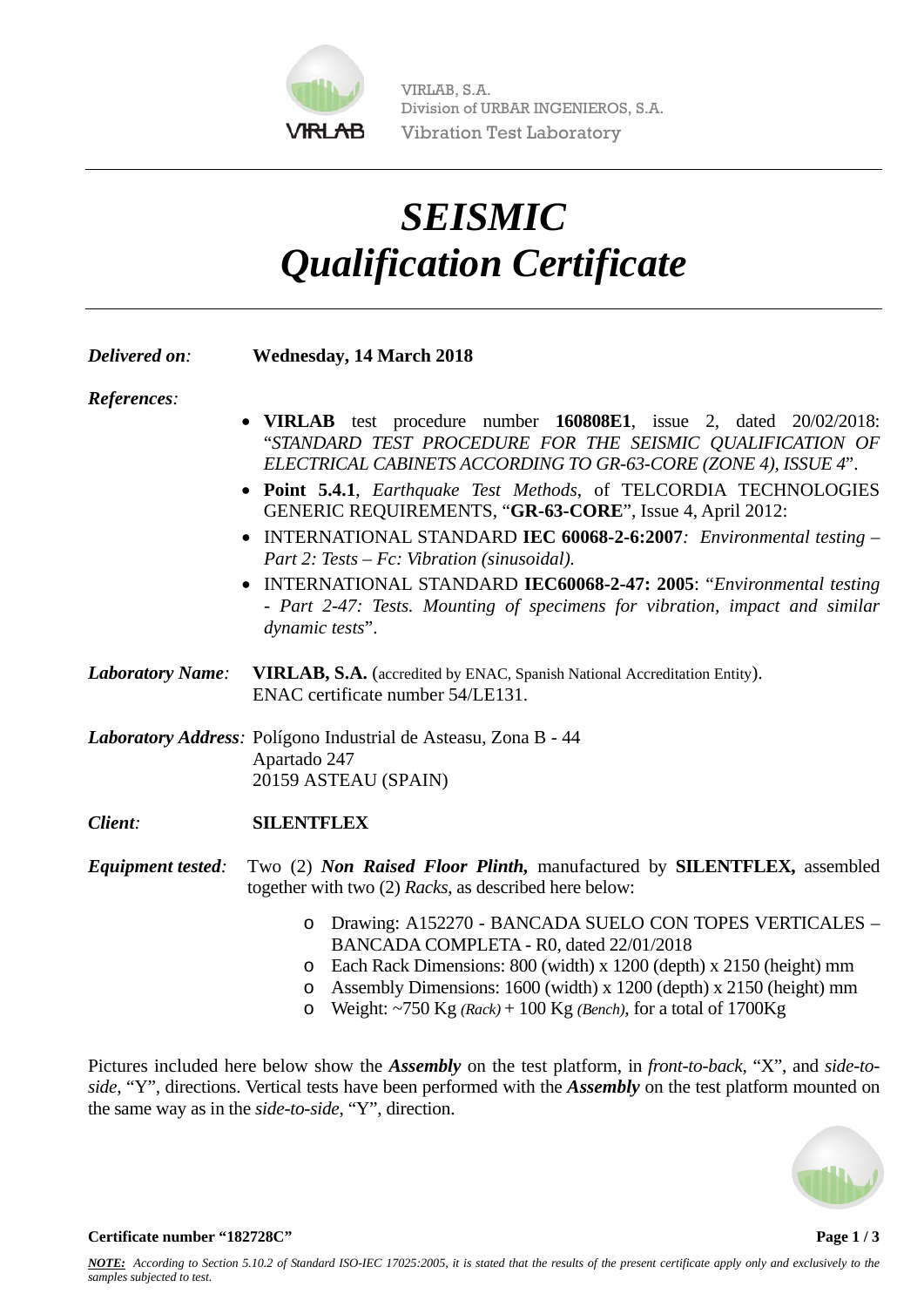VIRLAB, S.A.
Division of URBAR INGENIEROS, S.A.
Vibration Test Laboratory

# *SEISMIC*
# *Qualification Certificate*

***Delivered on:*** **Wednesday, 14 March 2018**

***References:***

- **VIRLAB** test procedure number **160808E1**, issue 2, dated 20/02/2018: "*STANDARD TEST PROCEDURE FOR THE SEISMIC QUALIFICATION OF ELECTRICAL CABINETS ACCORDING TO GR-63-CORE (ZONE 4), ISSUE 4*".
- **Point 5.4.1**, *Earthquake Test Methods*, of TELCORDIA TECHNOLOGIES GENERIC REQUIREMENTS, "**GR-63-CORE**", Issue 4, April 2012:
- INTERNATIONAL STANDARD **IEC 60068-2-6:2007***: Environmental testing – Part 2: Tests – Fc: Vibration (sinusoidal).*
- INTERNATIONAL STANDARD **IEC60068-2-47: 2005**: "*Environmental testing - Part 2-47: Tests. Mounting of specimens for vibration, impact and similar dynamic tests*".

***Laboratory Name:*** **VIRLAB, S.A.** (accredited by ENAC, Spanish National Accreditation Entity).
ENAC certificate number 54/LE131.

***Laboratory Address:*** Polígono Industrial de Asteasu, Zona B - 44
Apartado 247
20159 ASTEAU (SPAIN)

***Client:*** **SILENTFLEX**

***Equipment tested:*** Two (2) ***Non Raised Floor Plinth,*** manufactured by **SILENTFLEX,** assembled together with two (2) *Racks*, as described here below:

- Drawing: A152270 - BANCADA SUELO CON TOPES VERTICALES – BANCADA COMPLETA - R0, dated 22/01/2018
- Each Rack Dimensions: 800 (width) x 1200 (depth) x 2150 (height) mm
- Assembly Dimensions: 1600 (width) x 1200 (depth) x 2150 (height) mm
- Weight: ~750 Kg *(Rack)* + 100 Kg *(Bench)*, for a total of 1700Kg

Pictures included here below show the ***Assembly*** on the test platform, in *front-to-back*, "X", and *side-to-side*, "Y", directions. Vertical tests have been performed with the ***Assembly*** on the test platform mounted on the same way as in the *side-to-side*, "Y", direction.

**Certificate number "182728C"**

***NOTE:*** *According to Section 5.10.2 of Standard ISO-IEC 17025:2005, it is stated that the results of the present certificate apply only and exclusively to the samples subjected to test.*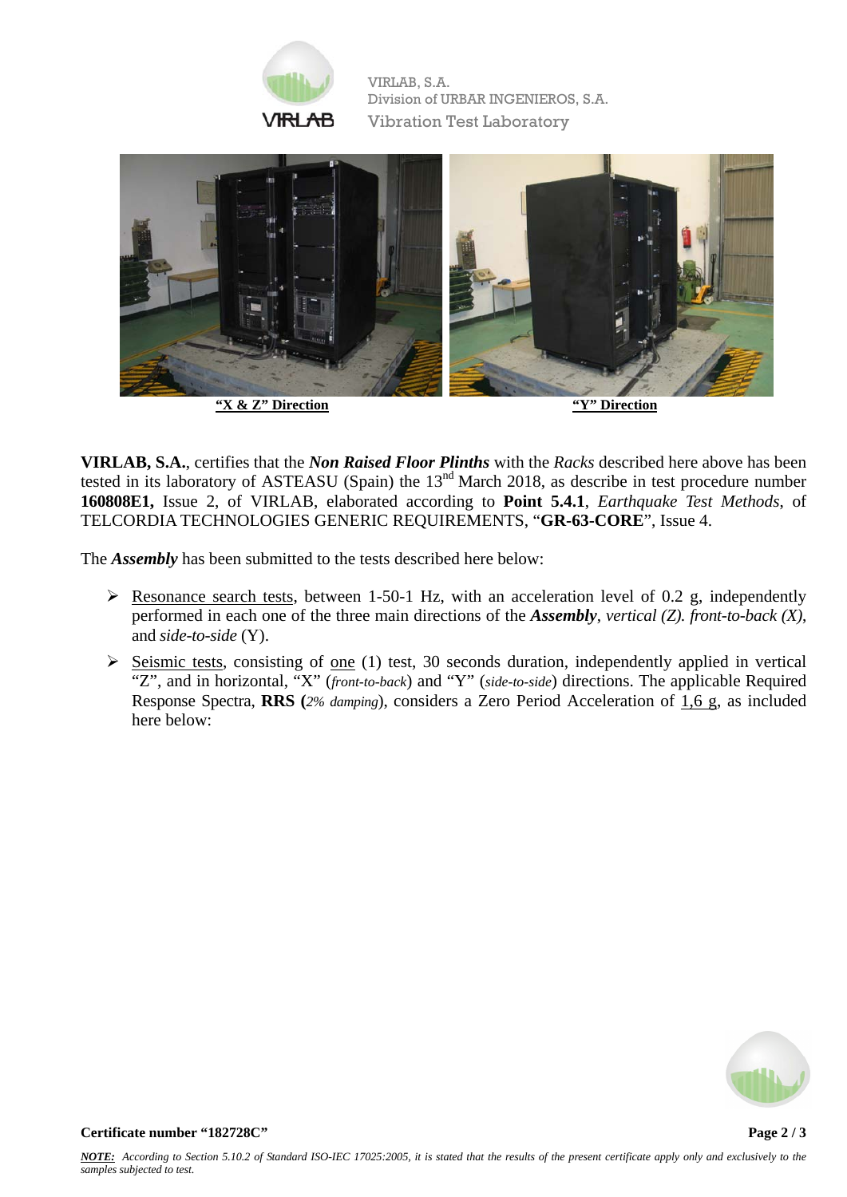"X & Z" Direction

"Y" Direction

**VIRLAB, S.A.**, certifies that the ***Non Raised Floor Plinths*** with the *Racks* described here above has been tested in its laboratory of ASTEASU (Spain) the 13[nd] March 2018, as describe in test procedure number **160808E1,** Issue 2, of VIRLAB, elaborated according to **Point 5.4.1**, *Earthquake Test Methods*, of TELCORDIA TECHNOLOGIES GENERIC REQUIREMENTS, "**GR-63-CORE**", Issue 4.

The ***Assembly*** has been submitted to the tests described here below:

- Resonance search tests, between 1-50-1 Hz, with an acceleration level of 0.2 g, independently performed in each one of the three main directions of the ***Assembly***, *vertical (Z). front-to-back (X)*, and *side-to-side* (Y).
- Seismic tests, consisting of one (1) test, 30 seconds duration, independently applied in vertical "Z", and in horizontal, "X" (*front-to-back*) and "Y" (*side-to-side*) directions. The applicable Required Response Spectra, **RRS (***2% damping*), considers a Zero Period Acceleration of 1,6 g, as included here below:

**Certificate number "182728C"**

***NOTE:*** *According to Section 5.10.2 of Standard ISO-IEC 17025:2005, it is stated that the results of the present certificate apply only and exclusively to the samples subjected to test.*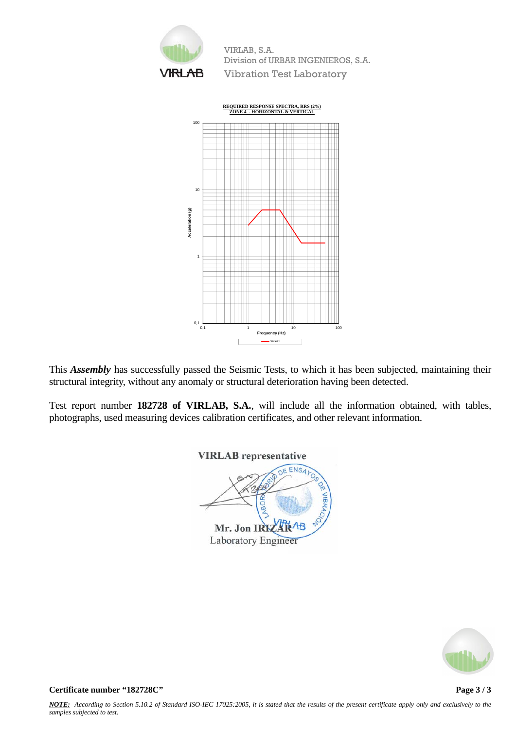VIRLAB, S.A.
Division of URBAR INGENIEROS, S.A.
Vibration Test Laboratory

REQUIRED RESPONSE SPECTRA, RRS (2%)
ZONE 4 - HORIZONTAL & VERTICAL

Acceleration (g)

100

10

1

0,1

0,1

1

10

100

Frequency (Hz)

Series5

This ***Assembly*** has successfully passed the Seismic Tests, to which it has been subjected, maintaining their structural integrity, without any anomaly or structural deterioration having been detected.

Test report number **182728 of VIRLAB, S.A.**, will include all the information obtained, with tables, photographs, used measuring devices calibration certificates, and other relevant information.

**VIRLAB representative**

LABORATORIO DE ENSAYOS DE VIBRACIÓN VIRLAB

**Mr. Jon IRIZAR**
Laboratory Engineer

**Certificate number "182728C"**

***NOTE:*** *According to Section 5.10.2 of Standard ISO-IEC 17025:2005, it is stated that the results of the present certificate apply only and exclusively to the samples subjected to test.*